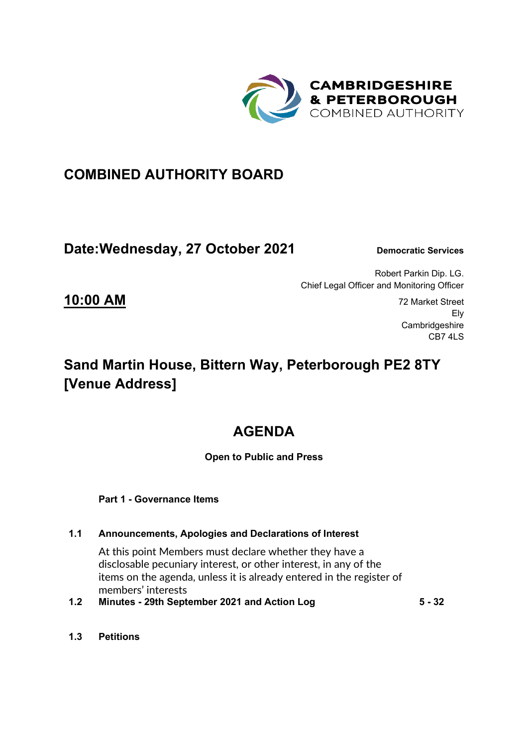CAMBRIDGESHIRE
& PETERBOROUGH
COMBINED AUTHORITY

# COMBINED AUTHORITY BOARD

## Date:Wednesday, 27 October 2021

**Democratic Services**

Robert Parkin Dip. LG.
Chief Legal Officer and Monitoring Officer

**10:00 AM**

72 Market Street
Ely
Cambridgeshire
CB7 4LS

## Sand Martin House, Bittern Way, Peterborough PE2 8TY [Venue Address]

# AGENDA

**Open to Public and Press**

**Part 1 - Governance Items**

**1.1 Announcements, Apologies and Declarations of Interest**

At this point Members must declare whether they have a disclosable pecuniary interest, or other interest, in any of the items on the agenda, unless it is already entered in the register of members' interests

**1.2 Minutes - 29th September 2021 and Action Log** **5 - 32**

**1.3 Petitions**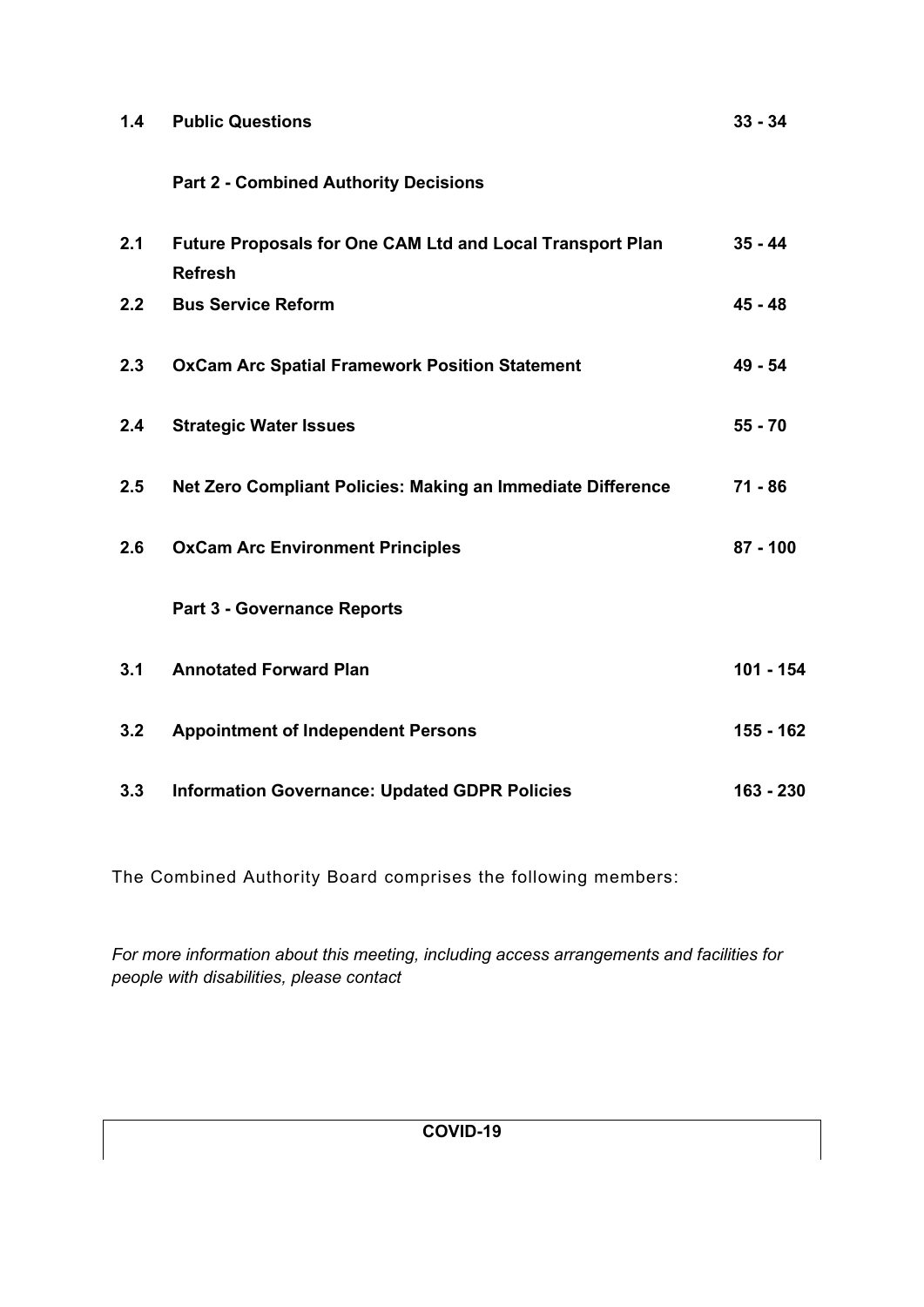| | | |
|---|---|---|
| **1.4** | **Public Questions** | **33 - 34** |
| | **Part 2 - Combined Authority Decisions** | |
| **2.1** | **Future Proposals for One CAM Ltd and Local Transport Plan Refresh** | **35 - 44** |
| **2.2** | **Bus Service Reform** | **45 - 48** |
| **2.3** | **OxCam Arc Spatial Framework Position Statement** | **49 - 54** |
| **2.4** | **Strategic Water Issues** | **55 - 70** |
| **2.5** | **Net Zero Compliant Policies: Making an Immediate Difference** | **71 - 86** |
| **2.6** | **OxCam Arc Environment Principles** | **87 - 100** |
| | **Part 3 - Governance Reports** | |
| **3.1** | **Annotated Forward Plan** | **101 - 154** |
| **3.2** | **Appointment of Independent Persons** | **155 - 162** |
| **3.3** | **Information Governance: Updated GDPR Policies** | **163 - 230** |

The Combined Authority Board comprises the following members:

*For more information about this meeting, including access arrangements and facilities for people with disabilities, please contact*

**COVID-19**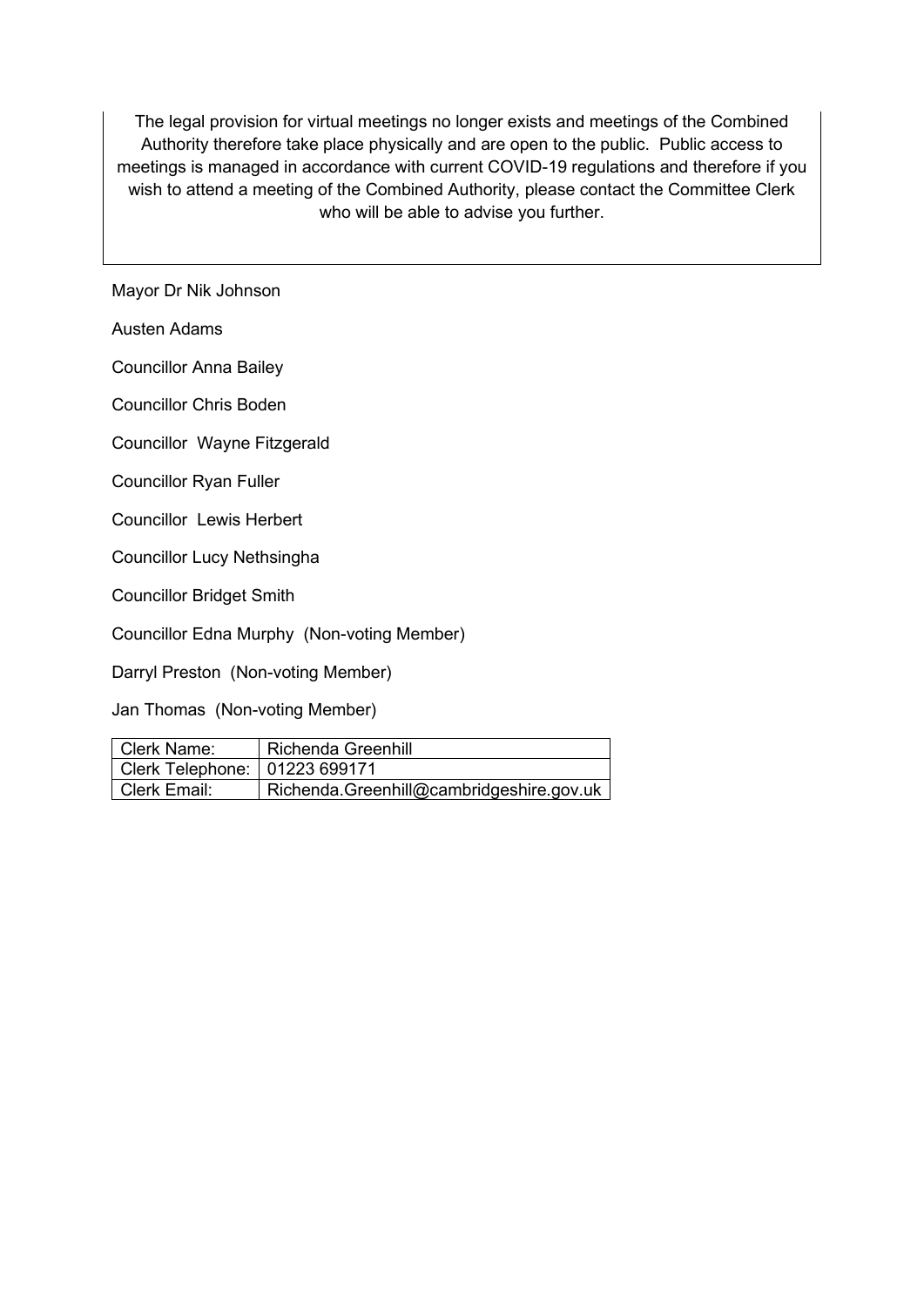The legal provision for virtual meetings no longer exists and meetings of the Combined Authority therefore take place physically and are open to the public. Public access to meetings is managed in accordance with current COVID-19 regulations and therefore if you wish to attend a meeting of the Combined Authority, please contact the Committee Clerk who will be able to advise you further.

Mayor Dr Nik Johnson

Austen Adams

Councillor Anna Bailey

Councillor Chris Boden

Councillor Wayne Fitzgerald

Councillor Ryan Fuller

Councillor Lewis Herbert

Councillor Lucy Nethsingha

Councillor Bridget Smith

Councillor Edna Murphy (Non-voting Member)

Darryl Preston (Non-voting Member)

Jan Thomas (Non-voting Member)

| | |
|---|---|
| Clerk Name: | Richenda Greenhill |
| Clerk Telephone: | 01223 699171 |
| Clerk Email: | Richenda.Greenhill@cambridgeshire.gov.uk |